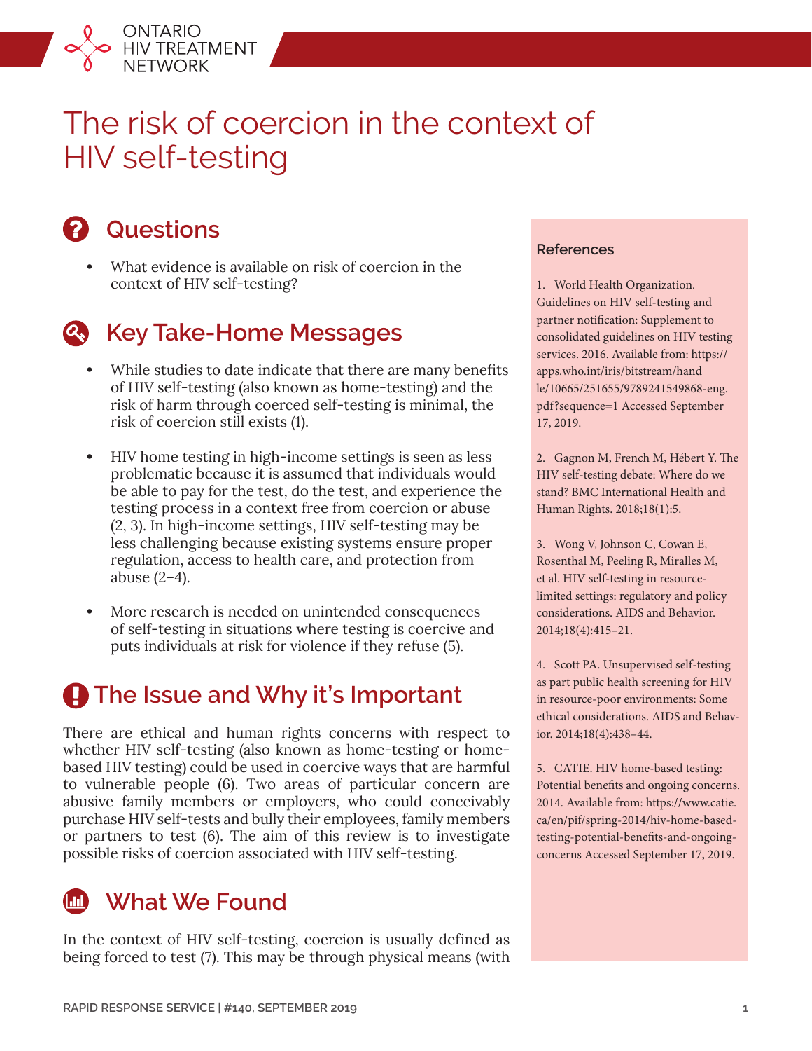# The risk of coercion in the context of HIV self-testing

## Questions

- What evidence is available on risk of coercion in the context of HIV self-testing?

## Key Take-Home Messages

- While studies to date indicate that there are many benefits of HIV self-testing (also known as home-testing) and the risk of harm through coerced self-testing is minimal, the risk of coercion still exists (1).
- HIV home testing in high-income settings is seen as less problematic because it is assumed that individuals would be able to pay for the test, do the test, and experience the testing process in a context free from coercion or abuse (2, 3). In high-income settings, HIV self-testing may be less challenging because existing systems ensure proper regulation, access to health care, and protection from abuse (2–4).
- More research is needed on unintended consequences of self-testing in situations where testing is coercive and puts individuals at risk for violence if they refuse (5).

## The Issue and Why it's Important

There are ethical and human rights concerns with respect to whether HIV self-testing (also known as home-testing or home-based HIV testing) could be used in coercive ways that are harmful to vulnerable people (6). Two areas of particular concern are abusive family members or employers, who could conceivably purchase HIV self-tests and bully their employees, family members or partners to test (6). The aim of this review is to investigate possible risks of coercion associated with HIV self-testing.

## What We Found

In the context of HIV self-testing, coercion is usually defined as being forced to test (7). This may be through physical means (with

### References

1. World Health Organization. Guidelines on HIV self-testing and partner notification: Supplement to consolidated guidelines on HIV testing services. 2016. Available from: https://apps.who.int/iris/bitstream/handle/10665/251655/9789241549868-eng.pdf?sequence=1 Accessed September 17, 2019.

2. Gagnon M, French M, Hébert Y. The HIV self-testing debate: Where do we stand? BMC International Health and Human Rights. 2018;18(1):5.

3. Wong V, Johnson C, Cowan E, Rosenthal M, Peeling R, Miralles M, et al. HIV self-testing in resource-limited settings: regulatory and policy considerations. AIDS and Behavior. 2014;18(4):415–21.

4. Scott PA. Unsupervised self-testing as part public health screening for HIV in resource-poor environments: Some ethical considerations. AIDS and Behavior. 2014;18(4):438–44.

5. CATIE. HIV home-based testing: Potential benefits and ongoing concerns. 2014. Available from: https://www.catie.ca/en/pif/spring-2014/hiv-home-based-testing-potential-benefits-and-ongoing-concerns Accessed September 17, 2019.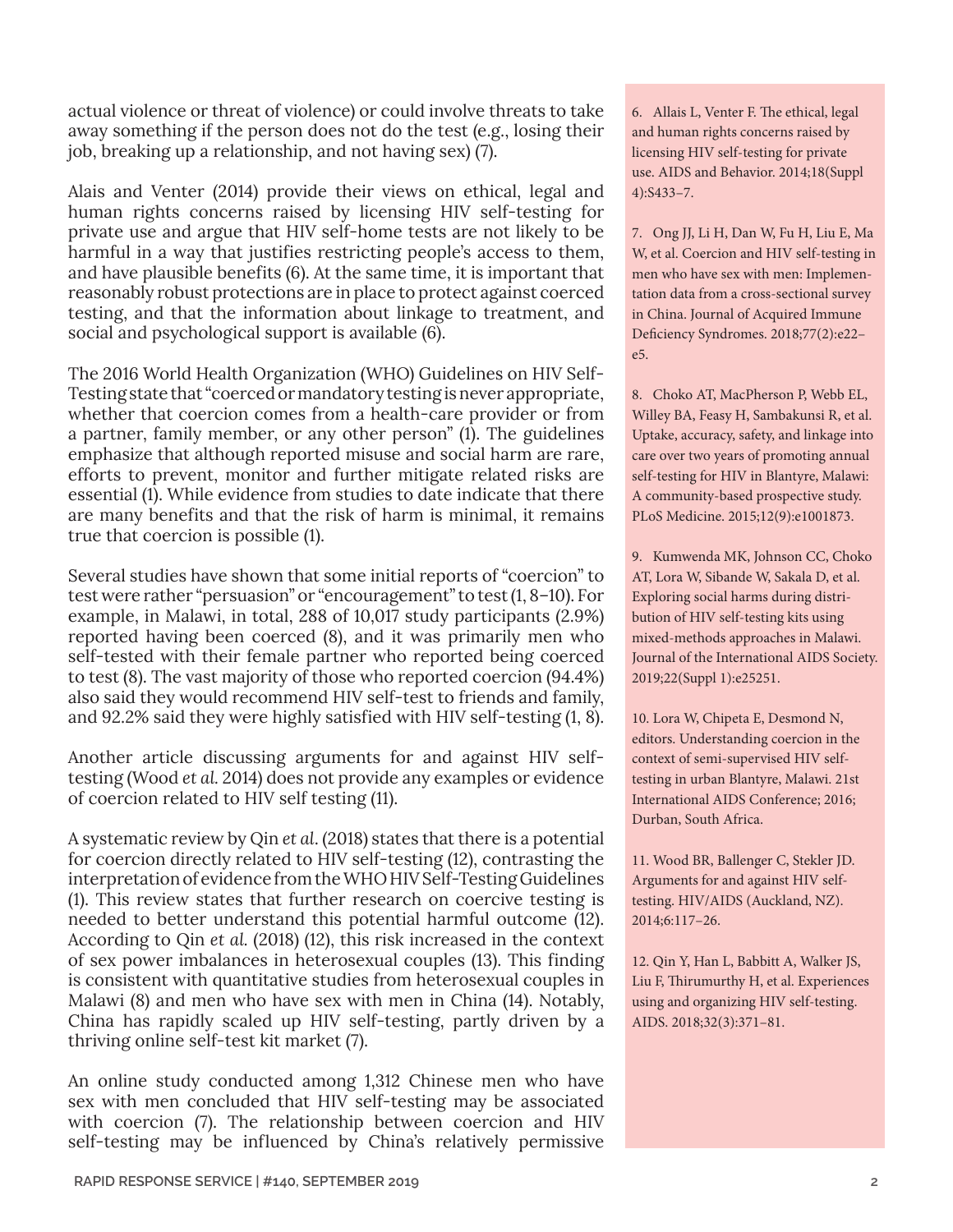actual violence or threat of violence) or could involve threats to take away something if the person does not do the test (e.g., losing their job, breaking up a relationship, and not having sex) (7).

Alais and Venter (2014) provide their views on ethical, legal and human rights concerns raised by licensing HIV self-testing for private use and argue that HIV self-home tests are not likely to be harmful in a way that justifies restricting people's access to them, and have plausible benefits (6). At the same time, it is important that reasonably robust protections are in place to protect against coerced testing, and that the information about linkage to treatment, and social and psychological support is available (6).

The 2016 World Health Organization (WHO) Guidelines on HIV Self-Testing state that "coerced or mandatory testing is never appropriate, whether that coercion comes from a health-care provider or from a partner, family member, or any other person" (1). The guidelines emphasize that although reported misuse and social harm are rare, efforts to prevent, monitor and further mitigate related risks are essential (1). While evidence from studies to date indicate that there are many benefits and that the risk of harm is minimal, it remains true that coercion is possible (1).

Several studies have shown that some initial reports of "coercion" to test were rather "persuasion" or "encouragement" to test (1, 8–10). For example, in Malawi, in total, 288 of 10,017 study participants (2.9%) reported having been coerced (8), and it was primarily men who self-tested with their female partner who reported being coerced to test (8). The vast majority of those who reported coercion (94.4%) also said they would recommend HIV self-test to friends and family, and 92.2% said they were highly satisfied with HIV self-testing (1, 8).

Another article discussing arguments for and against HIV self-testing (Wood *et al.* 2014) does not provide any examples or evidence of coercion related to HIV self testing (11).

A systematic review by Qin *et al*. (2018) states that there is a potential for coercion directly related to HIV self-testing (12), contrasting the interpretation of evidence from the WHO HIV Self-Testing Guidelines (1). This review states that further research on coercive testing is needed to better understand this potential harmful outcome (12). According to Qin *et al.* (2018) (12), this risk increased in the context of sex power imbalances in heterosexual couples (13). This finding is consistent with quantitative studies from heterosexual couples in Malawi (8) and men who have sex with men in China (14). Notably, China has rapidly scaled up HIV self-testing, partly driven by a thriving online self-test kit market (7).

An online study conducted among 1,312 Chinese men who have sex with men concluded that HIV self-testing may be associated with coercion (7). The relationship between coercion and HIV self-testing may be influenced by China's relatively permissive

6. Allais L, Venter F. The ethical, legal and human rights concerns raised by licensing HIV self-testing for private use. AIDS and Behavior. 2014;18(Suppl 4):S433–7.

7. Ong JJ, Li H, Dan W, Fu H, Liu E, Ma W, et al. Coercion and HIV self-testing in men who have sex with men: Implementation data from a cross-sectional survey in China. Journal of Acquired Immune Deficiency Syndromes. 2018;77(2):e22–e5.

8. Choko AT, MacPherson P, Webb EL, Willey BA, Feasy H, Sambakunsi R, et al. Uptake, accuracy, safety, and linkage into care over two years of promoting annual self-testing for HIV in Blantyre, Malawi: A community-based prospective study. PLoS Medicine. 2015;12(9):e1001873.

9. Kumwenda MK, Johnson CC, Choko AT, Lora W, Sibande W, Sakala D, et al. Exploring social harms during distribution of HIV self-testing kits using mixed-methods approaches in Malawi. Journal of the International AIDS Society. 2019;22(Suppl 1):e25251.

10. Lora W, Chipeta E, Desmond N, editors. Understanding coercion in the context of semi-supervised HIV self-testing in urban Blantyre, Malawi. 21st International AIDS Conference; 2016; Durban, South Africa.

11. Wood BR, Ballenger C, Stekler JD. Arguments for and against HIV self-testing. HIV/AIDS (Auckland, NZ). 2014;6:117–26.

12. Qin Y, Han L, Babbitt A, Walker JS, Liu F, Thirumurthy H, et al. Experiences using and organizing HIV self-testing. AIDS. 2018;32(3):371–81.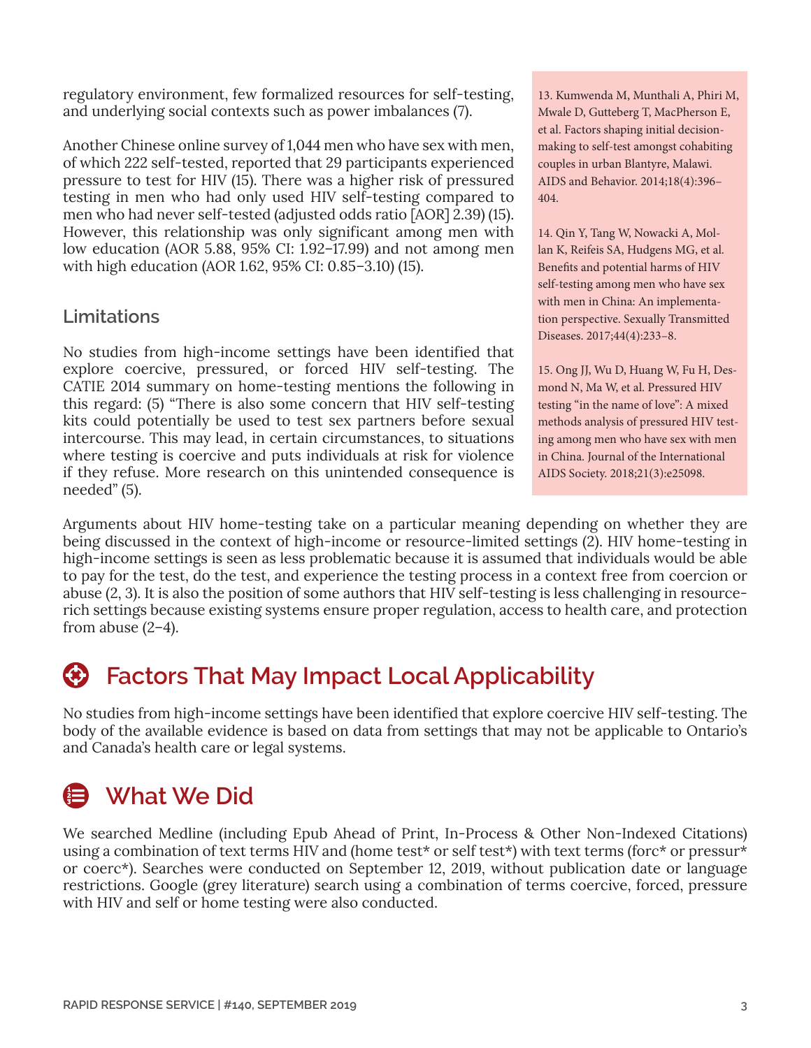regulatory environment, few formalized resources for self-testing, and underlying social contexts such as power imbalances (7).

Another Chinese online survey of 1,044 men who have sex with men, of which 222 self-tested, reported that 29 participants experienced pressure to test for HIV (15). There was a higher risk of pressured testing in men who had only used HIV self-testing compared to men who had never self-tested (adjusted odds ratio [AOR] 2.39) (15). However, this relationship was only significant among men with low education (AOR 5.88, 95% CI: 1.92–17.99) and not among men with high education (AOR 1.62, 95% CI: 0.85–3.10) (15).

### Limitations

No studies from high-income settings have been identified that explore coercive, pressured, or forced HIV self-testing. The CATIE 2014 summary on home-testing mentions the following in this regard: (5) "There is also some concern that HIV self-testing kits could potentially be used to test sex partners before sexual intercourse. This may lead, in certain circumstances, to situations where testing is coercive and puts individuals at risk for violence if they refuse. More research on this unintended consequence is needed" (5).

13. Kumwenda M, Munthali A, Phiri M, Mwale D, Gutteberg T, MacPherson E, et al. Factors shaping initial decision-making to self-test amongst cohabiting couples in urban Blantyre, Malawi. AIDS and Behavior. 2014;18(4):396–404.

14. Qin Y, Tang W, Nowacki A, Mollan K, Reifeis SA, Hudgens MG, et al. Benefits and potential harms of HIV self-testing among men who have sex with men in China: An implementation perspective. Sexually Transmitted Diseases. 2017;44(4):233–8.

15. Ong JJ, Wu D, Huang W, Fu H, Desmond N, Ma W, et al. Pressured HIV testing "in the name of love": A mixed methods analysis of pressured HIV testing among men who have sex with men in China. Journal of the International AIDS Society. 2018;21(3):e25098.

Arguments about HIV home-testing take on a particular meaning depending on whether they are being discussed in the context of high-income or resource-limited settings (2). HIV home-testing in high-income settings is seen as less problematic because it is assumed that individuals would be able to pay for the test, do the test, and experience the testing process in a context free from coercion or abuse (2, 3). It is also the position of some authors that HIV self-testing is less challenging in resource-rich settings because existing systems ensure proper regulation, access to health care, and protection from abuse (2–4).

## Factors That May Impact Local Applicability

No studies from high-income settings have been identified that explore coercive HIV self-testing. The body of the available evidence is based on data from settings that may not be applicable to Ontario's and Canada's health care or legal systems.

## What We Did

We searched Medline (including Epub Ahead of Print, In-Process & Other Non-Indexed Citations) using a combination of text terms HIV and (home test* or self test*) with text terms (forc* or pressur* or coerc*). Searches were conducted on September 12, 2019, without publication date or language restrictions. Google (grey literature) search using a combination of terms coercive, forced, pressure with HIV and self or home testing were also conducted.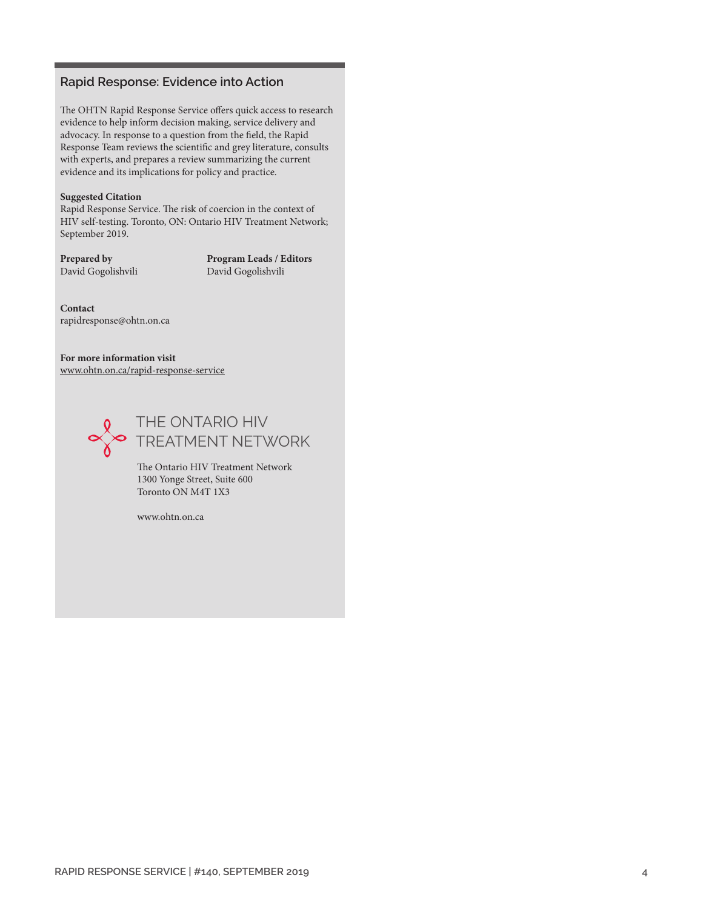## Rapid Response: Evidence into Action

The OHTN Rapid Response Service offers quick access to research evidence to help inform decision making, service delivery and advocacy. In response to a question from the field, the Rapid Response Team reviews the scientific and grey literature, consults with experts, and prepares a review summarizing the current evidence and its implications for policy and practice.

**Suggested Citation**
Rapid Response Service. The risk of coercion in the context of HIV self-testing. Toronto, ON: Ontario HIV Treatment Network; September 2019.

**Prepared by**
David Gogolishvili

**Program Leads / Editors**
David Gogolishvili

**Contact**
rapidresponse@ohtn.on.ca

**For more information visit**
www.ohtn.on.ca/rapid-response-service

THE ONTARIO HIV TREATMENT NETWORK

The Ontario HIV Treatment Network
1300 Yonge Street, Suite 600
Toronto ON M4T 1X3

www.ohtn.on.ca